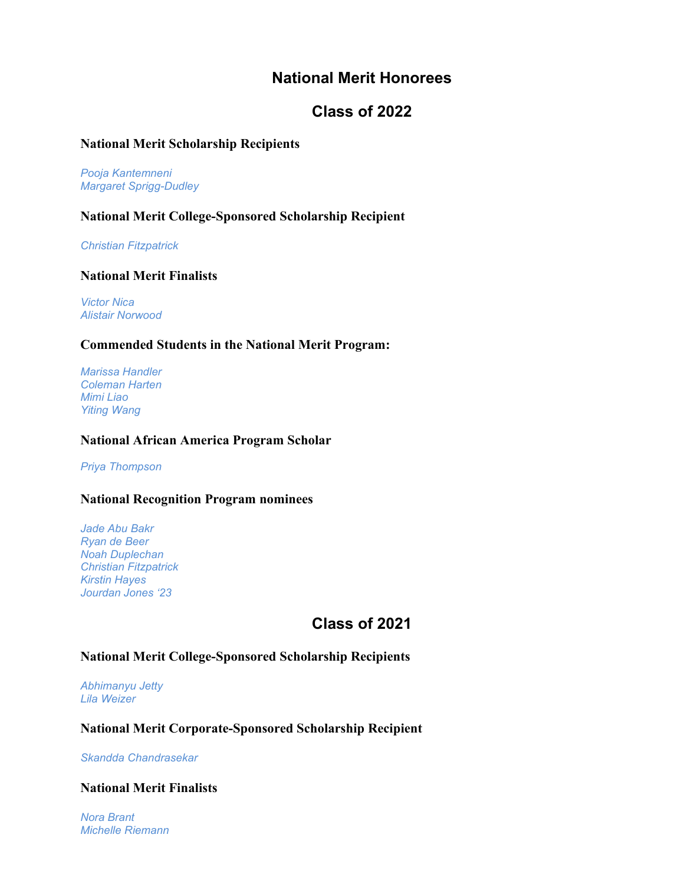# National Merit Honorees

## Class of 2022

### National Merit Scholarship Recipients

*Pooja Kantemneni*
*Margaret Sprigg-Dudley*

### National Merit College-Sponsored Scholarship Recipient

*Christian Fitzpatrick*

### National Merit Finalists

*Victor Nica*
*Alistair Norwood*

### Commended Students in the National Merit Program:

*Marissa Handler*
*Coleman Harten*
*Mimi Liao*
*Yiting Wang*

### National African America Program Scholar

*Priya Thompson*

### National Recognition Program nominees

*Jade Abu Bakr*
*Ryan de Beer*
*Noah Duplechan*
*Christian Fitzpatrick*
*Kirstin Hayes*
*Jourdan Jones '23*

## Class of 2021

### National Merit College-Sponsored Scholarship Recipients

*Abhimanyu Jetty*
*Lila Weizer*

### National Merit Corporate-Sponsored Scholarship Recipient

*Skandda Chandrasekar*

### National Merit Finalists

*Nora Brant*
*Michelle Riemann*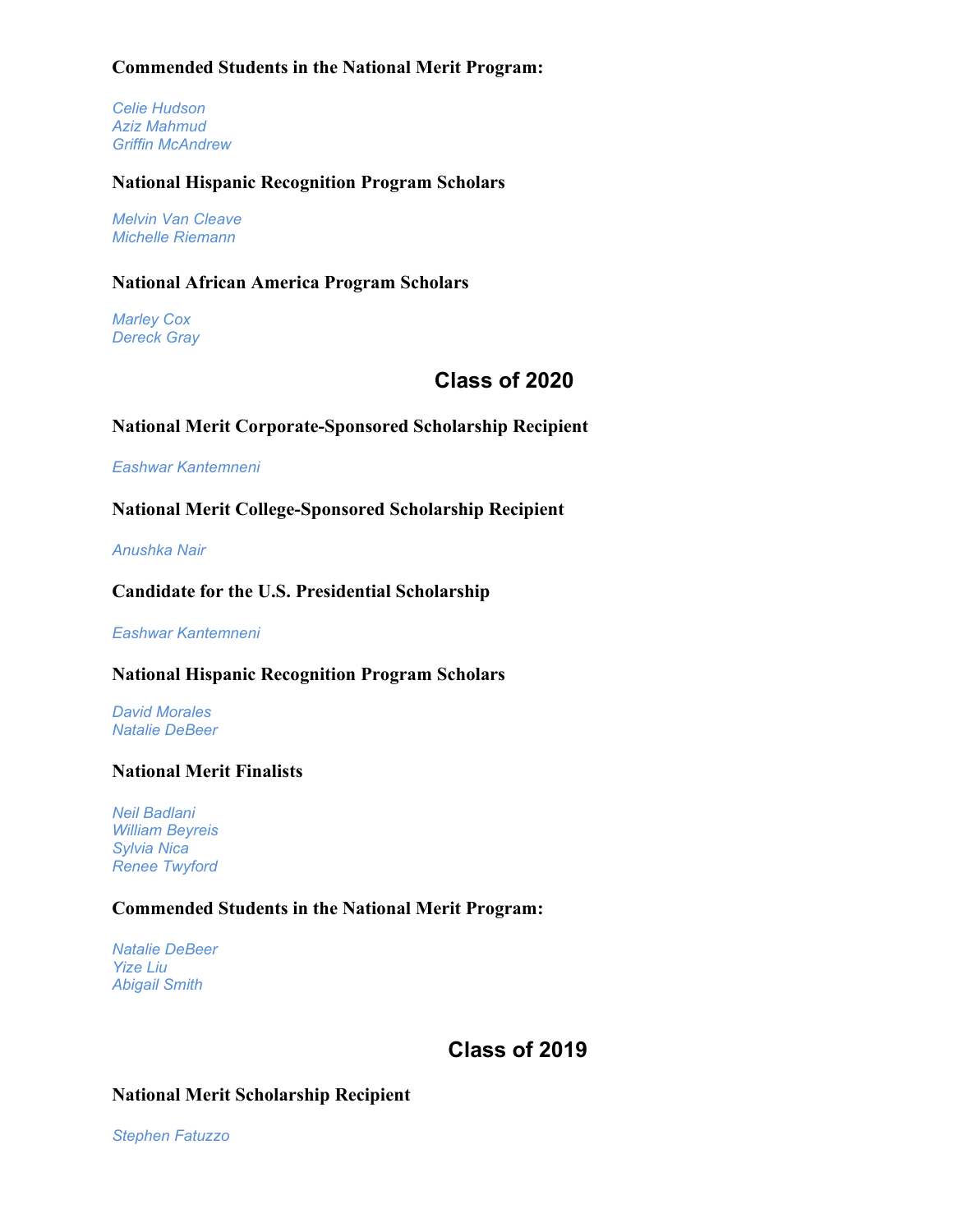### Commended Students in the National Merit Program:

*Celie Hudson*
*Aziz Mahmud*
*Griffin McAndrew*

### National Hispanic Recognition Program Scholars

*Melvin Van Cleave*
*Michelle Riemann*

### National African America Program Scholars

*Marley Cox*
*Dereck Gray*

## Class of 2020

### National Merit Corporate-Sponsored Scholarship Recipient

*Eashwar Kantemneni*

### National Merit College-Sponsored Scholarship Recipient

*Anushka Nair*

### Candidate for the U.S. Presidential Scholarship

*Eashwar Kantemneni*

### National Hispanic Recognition Program Scholars

*David Morales*
*Natalie DeBeer*

### National Merit Finalists

*Neil Badlani*
*William Beyreis*
*Sylvia Nica*
*Renee Twyford*

### Commended Students in the National Merit Program:

*Natalie DeBeer*
*Yize Liu*
*Abigail Smith*

## Class of 2019

### National Merit Scholarship Recipient

*Stephen Fatuzzo*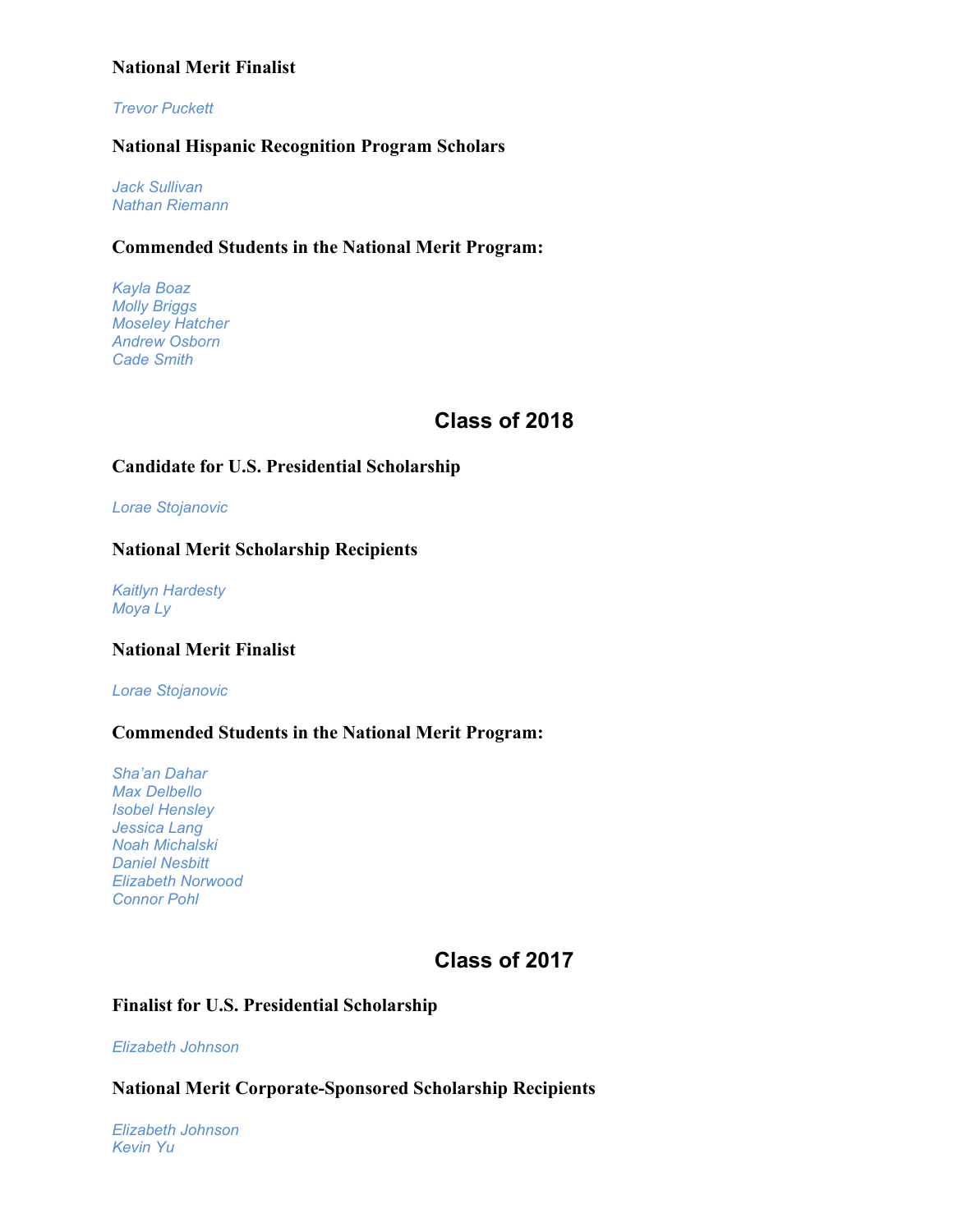### National Merit Finalist

*Trevor Puckett*

### National Hispanic Recognition Program Scholars

*Jack Sullivan*
*Nathan Riemann*

### Commended Students in the National Merit Program:

*Kayla Boaz*
*Molly Briggs*
*Moseley Hatcher*
*Andrew Osborn*
*Cade Smith*

## Class of 2018

### Candidate for U.S. Presidential Scholarship

*Lorae Stojanovic*

### National Merit Scholarship Recipients

*Kaitlyn Hardesty*
*Moya Ly*

### National Merit Finalist

*Lorae Stojanovic*

### Commended Students in the National Merit Program:

*Sha'an Dahar*
*Max Delbello*
*Isobel Hensley*
*Jessica Lang*
*Noah Michalski*
*Daniel Nesbitt*
*Elizabeth Norwood*
*Connor Pohl*

## Class of 2017

### Finalist for U.S. Presidential Scholarship

*Elizabeth Johnson*

### National Merit Corporate-Sponsored Scholarship Recipients

*Elizabeth Johnson*
*Kevin Yu*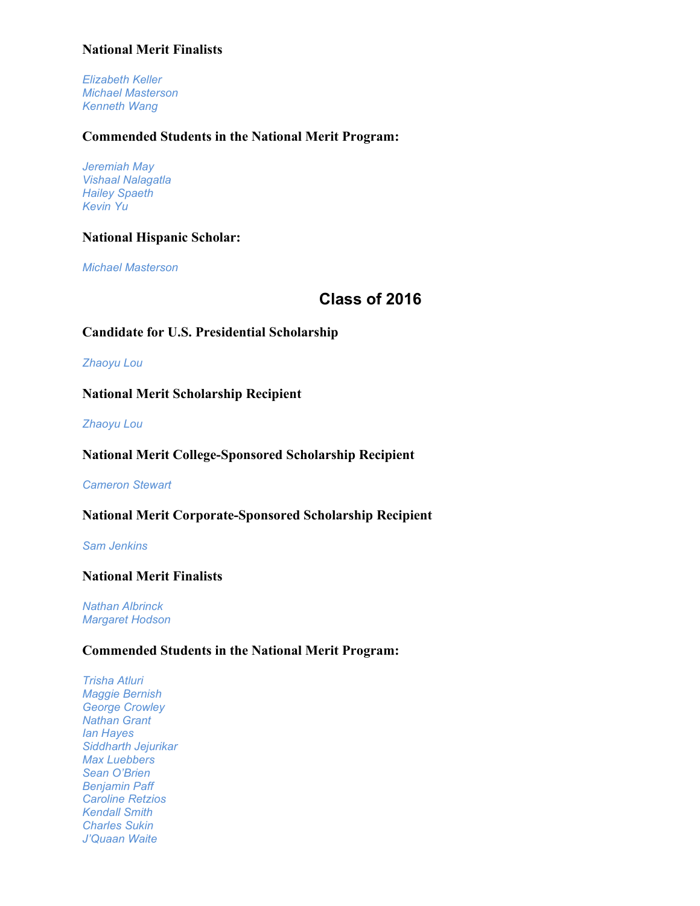### National Merit Finalists

*Elizabeth Keller*
*Michael Masterson*
*Kenneth Wang*

### Commended Students in the National Merit Program:

*Jeremiah May*
*Vishaal Nalagatla*
*Hailey Spaeth*
*Kevin Yu*

### National Hispanic Scholar:

*Michael Masterson*

## Class of 2016

### Candidate for U.S. Presidential Scholarship

*Zhaoyu Lou*

### National Merit Scholarship Recipient

*Zhaoyu Lou*

### National Merit College-Sponsored Scholarship Recipient

*Cameron Stewart*

### National Merit Corporate-Sponsored Scholarship Recipient

*Sam Jenkins*

### National Merit Finalists

*Nathan Albrinck*
*Margaret Hodson*

### Commended Students in the National Merit Program:

*Trisha Atluri*
*Maggie Bernish*
*George Crowley*
*Nathan Grant*
*Ian Hayes*
*Siddharth Jejurikar*
*Max Luebbers*
*Sean O'Brien*
*Benjamin Paff*
*Caroline Retzios*
*Kendall Smith*
*Charles Sukin*
*J'Quaan Waite*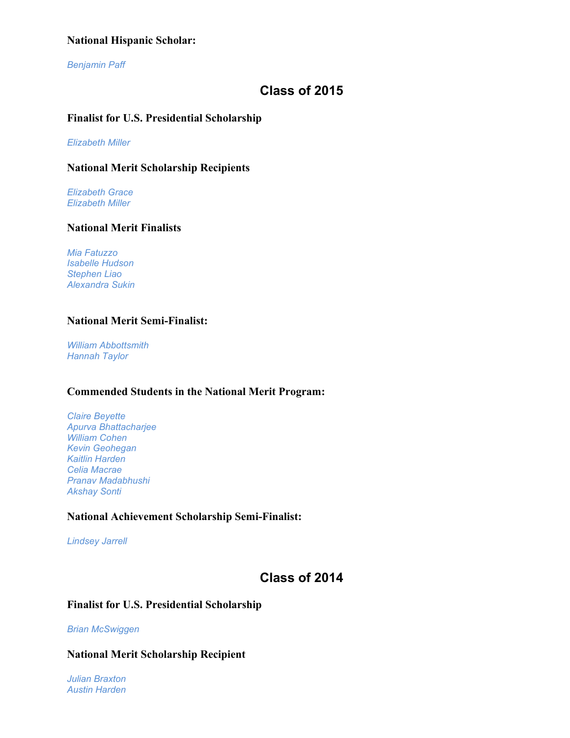### National Hispanic Scholar:

*Benjamin Paff*

## Class of 2015

### Finalist for U.S. Presidential Scholarship

*Elizabeth Miller*

### National Merit Scholarship Recipients

*Elizabeth Grace*
*Elizabeth Miller*

### National Merit Finalists

*Mia Fatuzzo*
*Isabelle Hudson*
*Stephen Liao*
*Alexandra Sukin*

### National Merit Semi-Finalist:

*William Abbottsmith*
*Hannah Taylor*

### Commended Students in the National Merit Program:

*Claire Beyette*
*Apurva Bhattacharjee*
*William Cohen*
*Kevin Geohegan*
*Kaitlin Harden*
*Celia Macrae*
*Pranav Madabhushi*
*Akshay Sonti*

### National Achievement Scholarship Semi-Finalist:

*Lindsey Jarrell*

## Class of 2014

### Finalist for U.S. Presidential Scholarship

*Brian McSwiggen*

### National Merit Scholarship Recipient

*Julian Braxton*
*Austin Harden*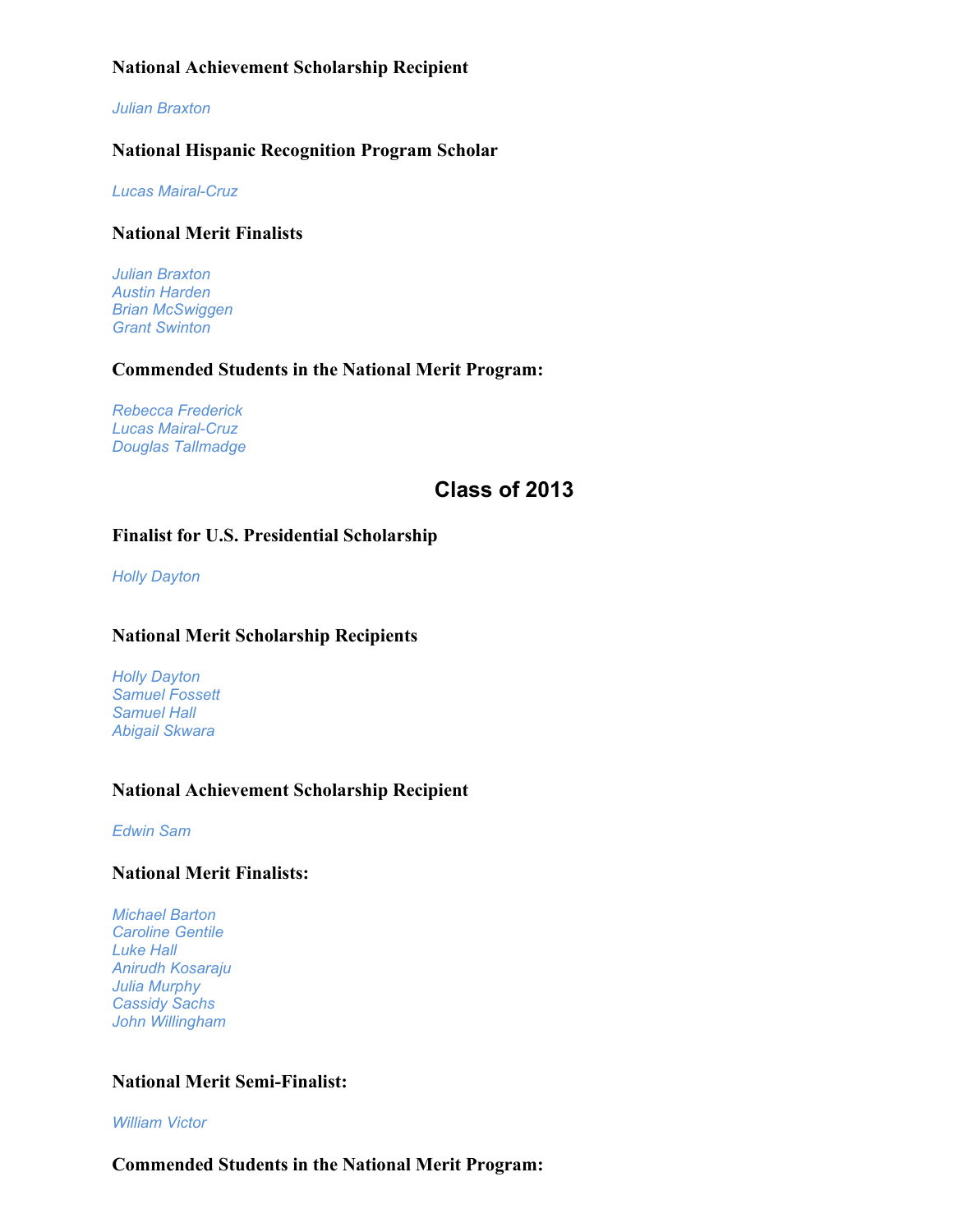### National Achievement Scholarship Recipient

*Julian Braxton*

### National Hispanic Recognition Program Scholar

*Lucas Mairal-Cruz*

### National Merit Finalists

*Julian Braxton*
*Austin Harden*
*Brian McSwiggen*
*Grant Swinton*

### Commended Students in the National Merit Program:

*Rebecca Frederick*
*Lucas Mairal-Cruz*
*Douglas Tallmadge*

## Class of 2013

### Finalist for U.S. Presidential Scholarship

*Holly Dayton*

### National Merit Scholarship Recipients

*Holly Dayton*
*Samuel Fossett*
*Samuel Hall*
*Abigail Skwara*

### National Achievement Scholarship Recipient

*Edwin Sam*

### National Merit Finalists:

*Michael Barton*
*Caroline Gentile*
*Luke Hall*
*Anirudh Kosaraju*
*Julia Murphy*
*Cassidy Sachs*
*John Willingham*

### National Merit Semi-Finalist:

*William Victor*

### Commended Students in the National Merit Program: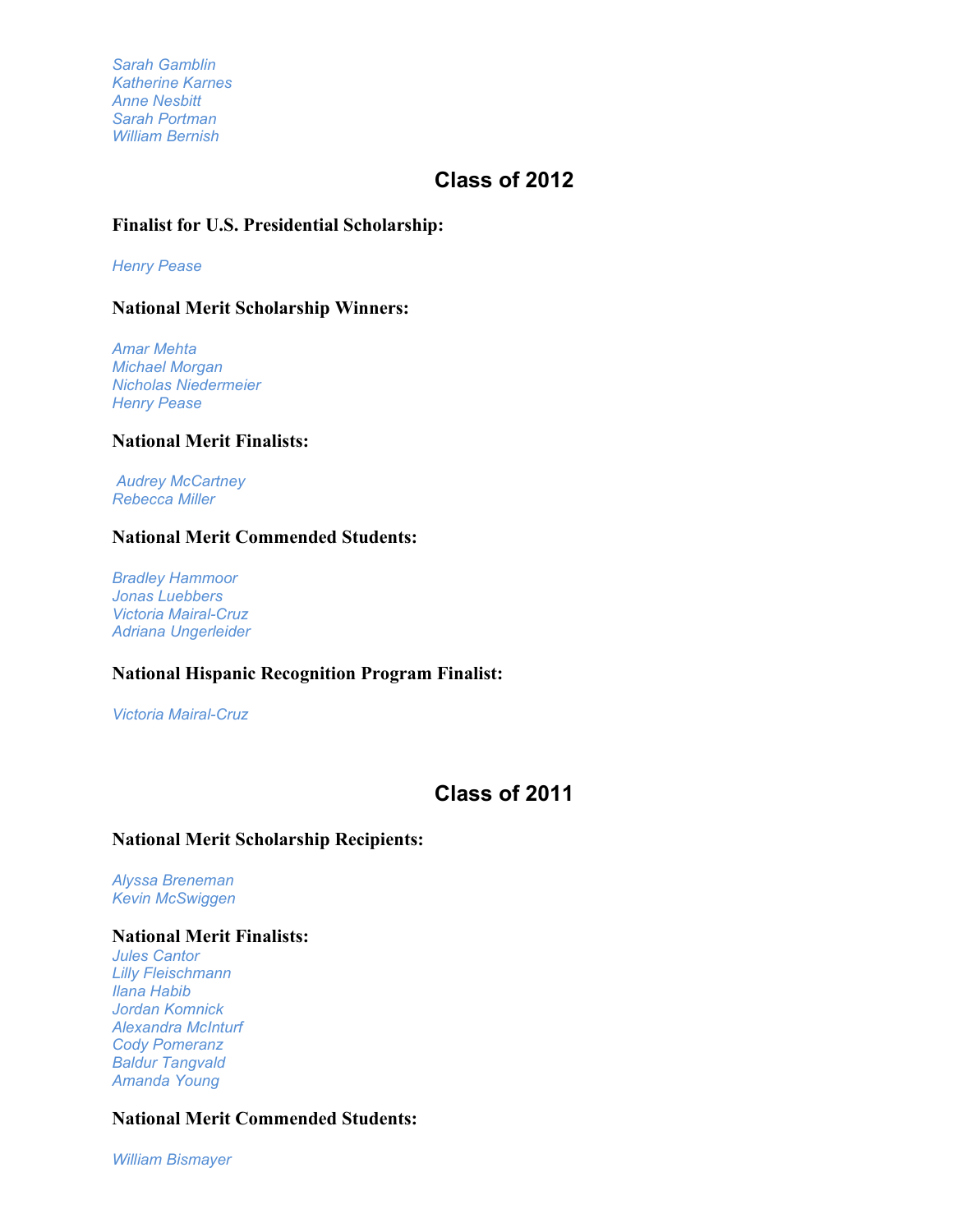*Sarah Gamblin*
*Katherine Karnes*
*Anne Nesbitt*
*Sarah Portman*
*William Bernish*

## Class of 2012

### Finalist for U.S. Presidential Scholarship:

*Henry Pease*

### National Merit Scholarship Winners:

*Amar Mehta*
*Michael Morgan*
*Nicholas Niedermeier*
*Henry Pease*

### National Merit Finalists:

*Audrey McCartney*
*Rebecca Miller*

### National Merit Commended Students:

*Bradley Hammoor*
*Jonas Luebbers*
*Victoria Mairal-Cruz*
*Adriana Ungerleider*

### National Hispanic Recognition Program Finalist:

*Victoria Mairal-Cruz*

## Class of 2011

### National Merit Scholarship Recipients:

*Alyssa Breneman*
*Kevin McSwiggen*

### National Merit Finalists:

*Jules Cantor*
*Lilly Fleischmann*
*Ilana Habib*
*Jordan Komnick*
*Alexandra McInturf*
*Cody Pomeranz*
*Baldur Tangvald*
*Amanda Young*

### National Merit Commended Students:

*William Bismayer*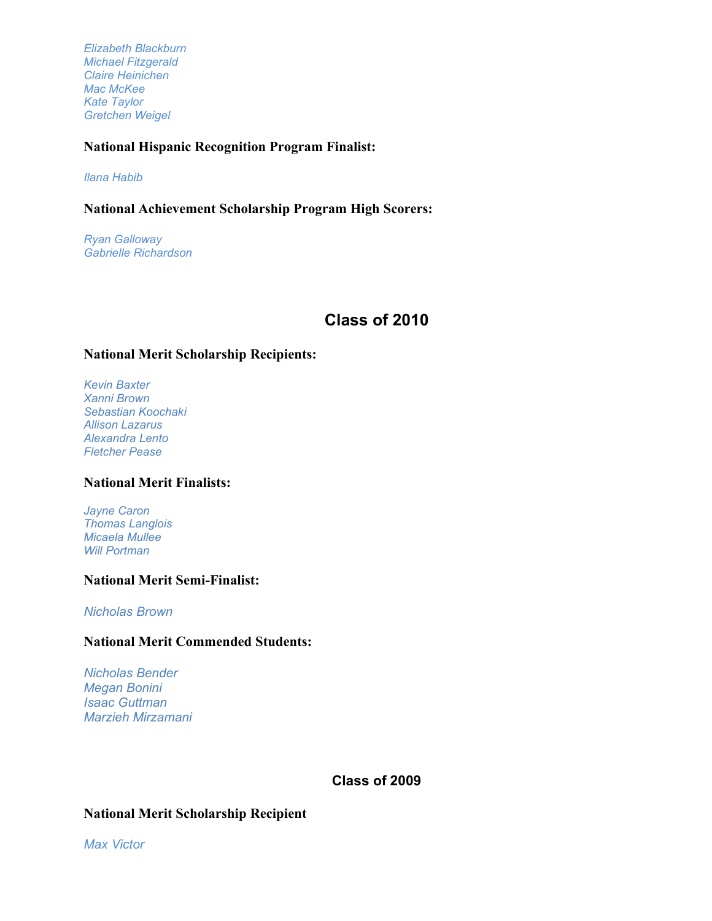*Elizabeth Blackburn*
*Michael Fitzgerald*
*Claire Heinichen*
*Mac McKee*
*Kate Taylor*
*Gretchen Weigel*

**National Hispanic Recognition Program Finalist:**

*Ilana Habib*

**National Achievement Scholarship Program High Scorers:**

*Ryan Galloway*
*Gabrielle Richardson*

## Class of 2010

**National Merit Scholarship Recipients:**

*Kevin Baxter*
*Xanni Brown*
*Sebastian Koochaki*
*Allison Lazarus*
*Alexandra Lento*
*Fletcher Pease*

**National Merit Finalists:**

*Jayne Caron*
*Thomas Langlois*
*Micaela Mullee*
*Will Portman*

**National Merit Semi-Finalist:**

*Nicholas Brown*

**National Merit Commended Students:**

*Nicholas Bender*
*Megan Bonini*
*Isaac Guttman*
*Marzieh Mirzamani*

## Class of 2009

**National Merit Scholarship Recipient**

*Max Victor*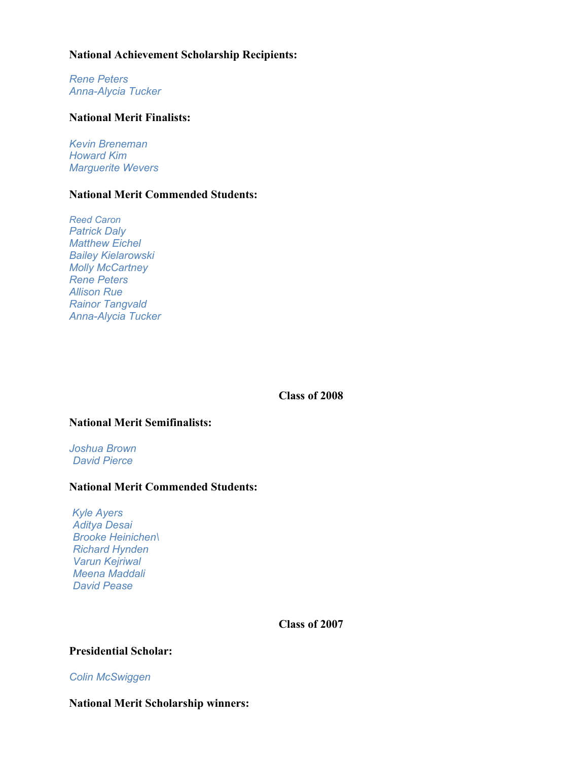**National Achievement Scholarship Recipients:**

*Rene Peters*
*Anna-Alycia Tucker*

**National Merit Finalists:**

*Kevin Breneman*
*Howard Kim*
*Marguerite Wevers*

**National Merit Commended Students:**

*Reed Caron*
*Patrick Daly*
*Matthew Eichel*
*Bailey Kielarowski*
*Molly McCartney*
*Rene Peters*
*Allison Rue*
*Rainor Tangvald*
*Anna-Alycia Tucker*

## Class of 2008

**National Merit Semifinalists:**

*Joshua Brown*
*David Pierce*

**National Merit Commended Students:**

*Kyle Ayers*
*Aditya Desai*
*Brooke Heinichen\*
*Richard Hynden*
*Varun Kejriwal*
*Meena Maddali*
*David Pease*

## Class of 2007

**Presidential Scholar:**

*Colin McSwiggen*

**National Merit Scholarship winners:**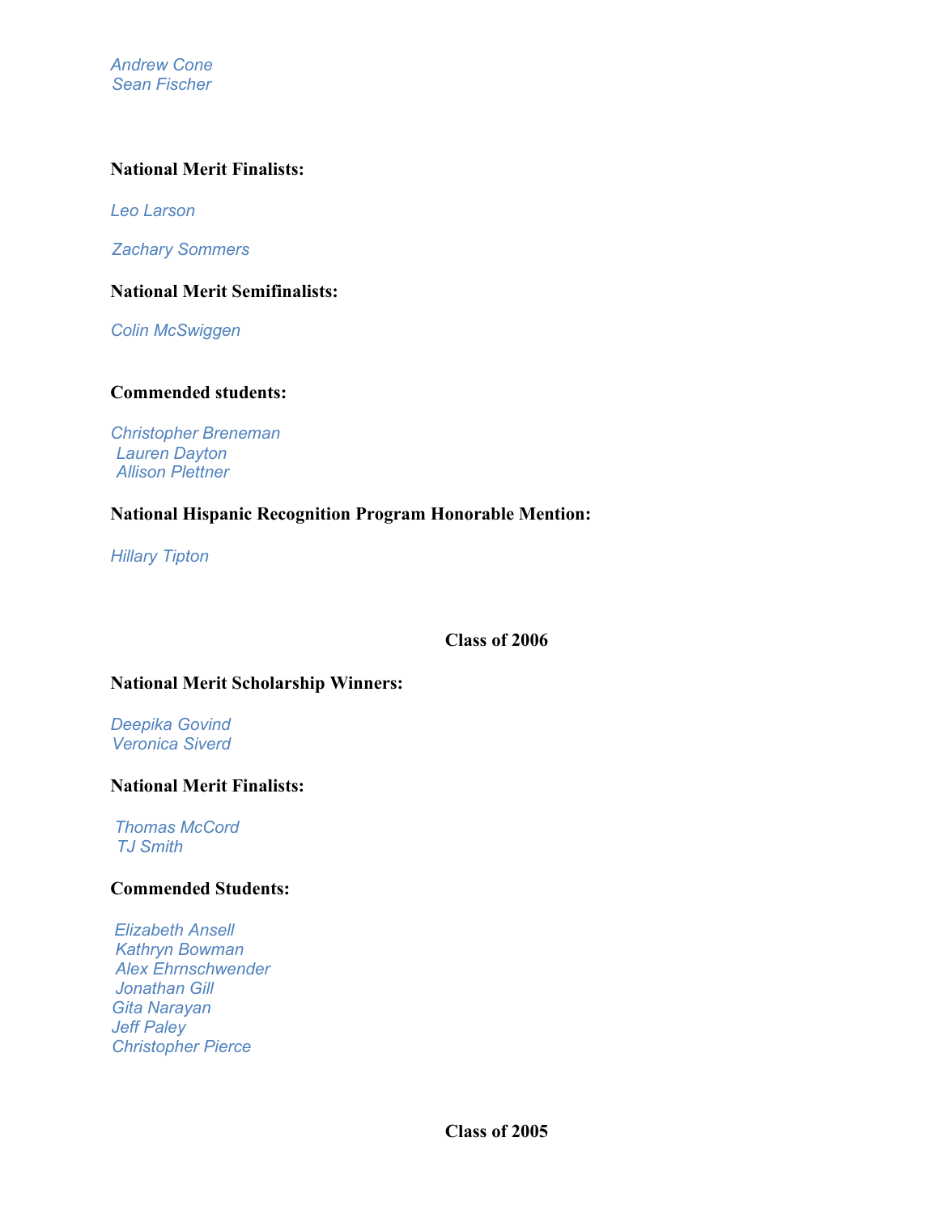*Andrew Cone*
*Sean Fischer*

**National Merit Finalists:**

*Leo Larson*

*Zachary Sommers*

**National Merit Semifinalists:**

*Colin McSwiggen*

**Commended students:**

*Christopher Breneman*
*Lauren Dayton*
*Allison Plettner*

**National Hispanic Recognition Program Honorable Mention:**

*Hillary Tipton*

## Class of 2006

**National Merit Scholarship Winners:**

*Deepika Govind*
*Veronica Siverd*

**National Merit Finalists:**

*Thomas McCord*
*TJ Smith*

**Commended Students:**

*Elizabeth Ansell*
*Kathryn Bowman*
*Alex Ehrnschwender*
*Jonathan Gill*
*Gita Narayan*
*Jeff Paley*
*Christopher Pierce*

## Class of 2005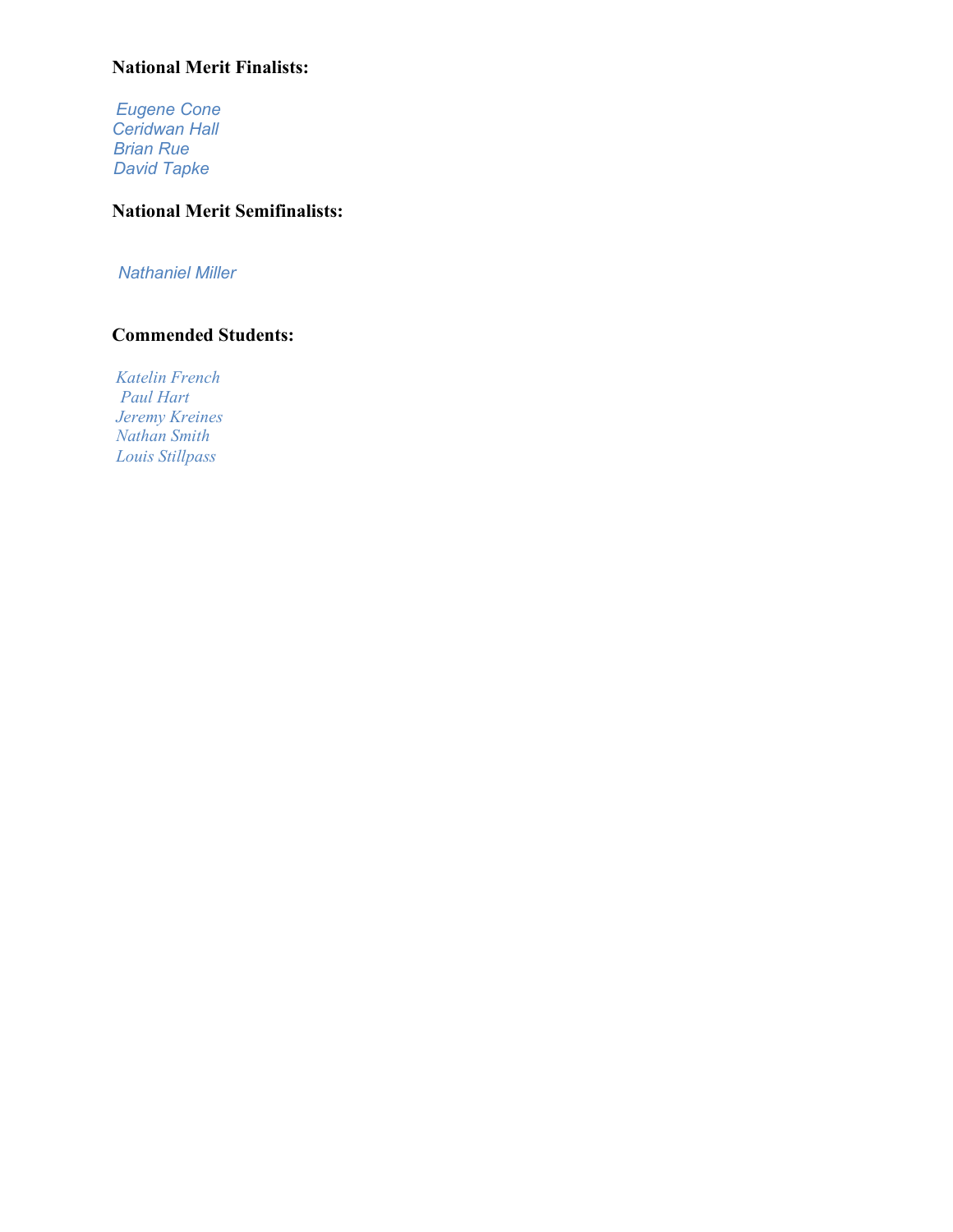**National Merit Finalists:**

*Eugene Cone*
*Ceridwan Hall*
*Brian Rue*
*David Tapke*

**National Merit Semifinalists:**

*Nathaniel Miller*

**Commended Students:**

*Katelin French*
*Paul Hart*
*Jeremy Kreines*
*Nathan Smith*
*Louis Stillpass*